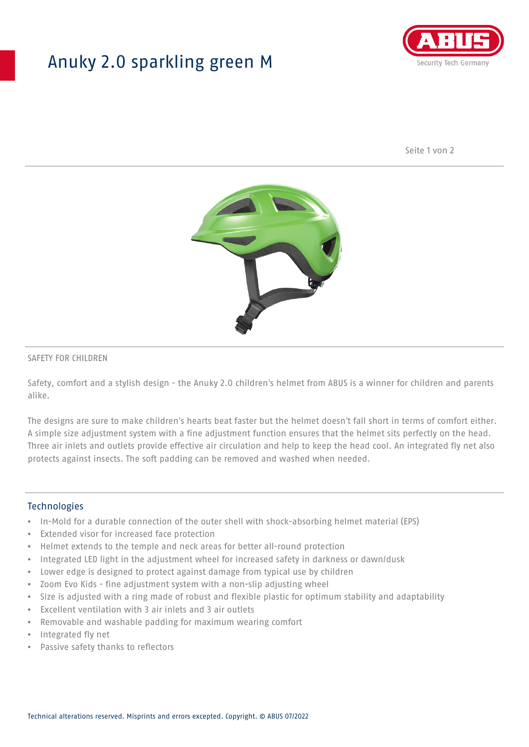# Anuky 2.0 sparkling green M

SAFETY FOR CHILDREN

Safety, comfort and a stylish design - the Anuky 2.0 children's helmet from ABUS is a winner for children and parents alike.

The designs are sure to make children's hearts beat faster but the helmet doesn't fall short in terms of comfort either. A simple size adjustment system with a fine adjustment function ensures that the helmet sits perfectly on the head. Three air inlets and outlets provide effective air circulation and help to keep the head cool. An integrated fly net also protects against insects. The soft padding can be removed and washed when needed.

## Technologies

- In-Mold for a durable connection of the outer shell with shock-absorbing helmet material (EPS)
- Extended visor for increased face protection
- Helmet extends to the temple and neck areas for better all-round protection
- Integrated LED light in the adjustment wheel for increased safety in darkness or dawn/dusk
- Lower edge is designed to protect against damage from typical use by children
- Zoom Evo Kids - fine adjustment system with a non-slip adjusting wheel
- Size is adjusted with a ring made of robust and flexible plastic for optimum stability and adaptability
- Excellent ventilation with 3 air inlets and 3 air outlets
- Removable and washable padding for maximum wearing comfort
- Integrated fly net
- Passive safety thanks to reflectors

Technical alterations reserved. Misprints and errors excepted. Copyright. © ABUS 07/2022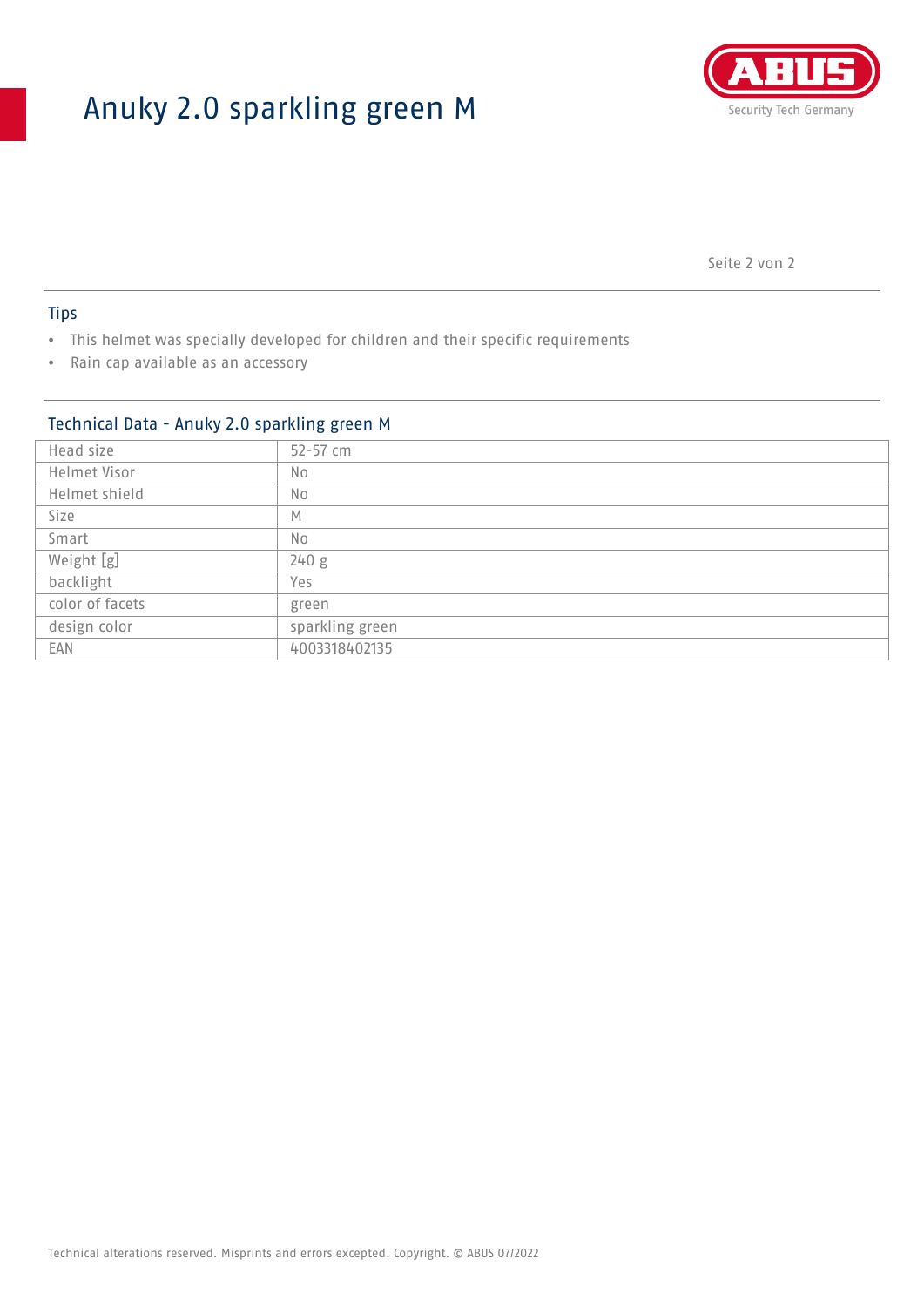## Tips

- This helmet was specially developed for children and their specific requirements
- Rain cap available as an accessory

## Technical Data - Anuky 2.0 sparkling green M

| | |
|---|---|
| Head size | 52-57 cm |
| Helmet Visor | No |
| Helmet shield | No |
| Size | M |
| Smart | No |
| Weight [g] | 240 g |
| backlight | Yes |
| color of facets | green |
| design color | sparkling green |
| EAN | 4003318402135 |

Technical alterations reserved. Misprints and errors excepted. Copyright. © ABUS 07/2022